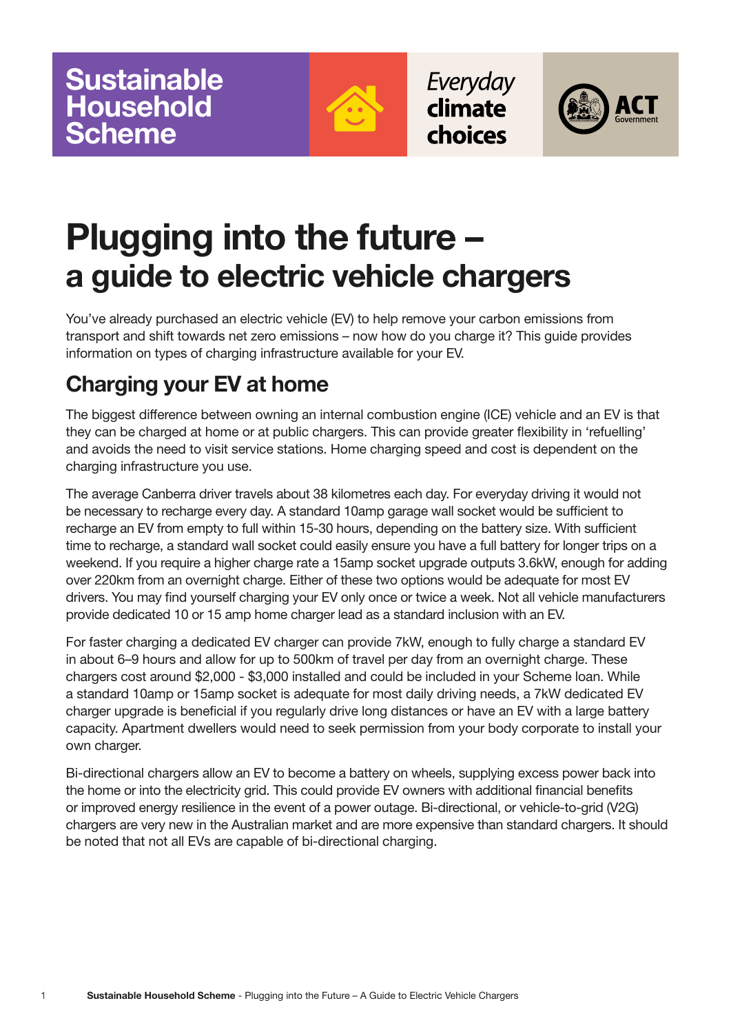Sustainable Household Scheme

*Everyday* **climate choices**

ACT Government

# Plugging into the future – a guide to electric vehicle chargers

You've already purchased an electric vehicle (EV) to help remove your carbon emissions from transport and shift towards net zero emissions – now how do you charge it? This guide provides information on types of charging infrastructure available for your EV.

## Charging your EV at home

The biggest difference between owning an internal combustion engine (ICE) vehicle and an EV is that they can be charged at home or at public chargers. This can provide greater flexibility in 'refuelling' and avoids the need to visit service stations. Home charging speed and cost is dependent on the charging infrastructure you use.

The average Canberra driver travels about 38 kilometres each day. For everyday driving it would not be necessary to recharge every day. A standard 10amp garage wall socket would be sufficient to recharge an EV from empty to full within 15-30 hours, depending on the battery size. With sufficient time to recharge, a standard wall socket could easily ensure you have a full battery for longer trips on a weekend. If you require a higher charge rate a 15amp socket upgrade outputs 3.6kW, enough for adding over 220km from an overnight charge. Either of these two options would be adequate for most EV drivers. You may find yourself charging your EV only once or twice a week. Not all vehicle manufacturers provide dedicated 10 or 15 amp home charger lead as a standard inclusion with an EV.

For faster charging a dedicated EV charger can provide 7kW, enough to fully charge a standard EV in about 6–9 hours and allow for up to 500km of travel per day from an overnight charge. These chargers cost around $2,000 - $3,000 installed and could be included in your Scheme loan. While a standard 10amp or 15amp socket is adequate for most daily driving needs, a 7kW dedicated EV charger upgrade is beneficial if you regularly drive long distances or have an EV with a large battery capacity. Apartment dwellers would need to seek permission from your body corporate to install your own charger.

Bi-directional chargers allow an EV to become a battery on wheels, supplying excess power back into the home or into the electricity grid. This could provide EV owners with additional financial benefits or improved energy resilience in the event of a power outage. Bi-directional, or vehicle-to-grid (V2G) chargers are very new in the Australian market and are more expensive than standard chargers. It should be noted that not all EVs are capable of bi-directional charging.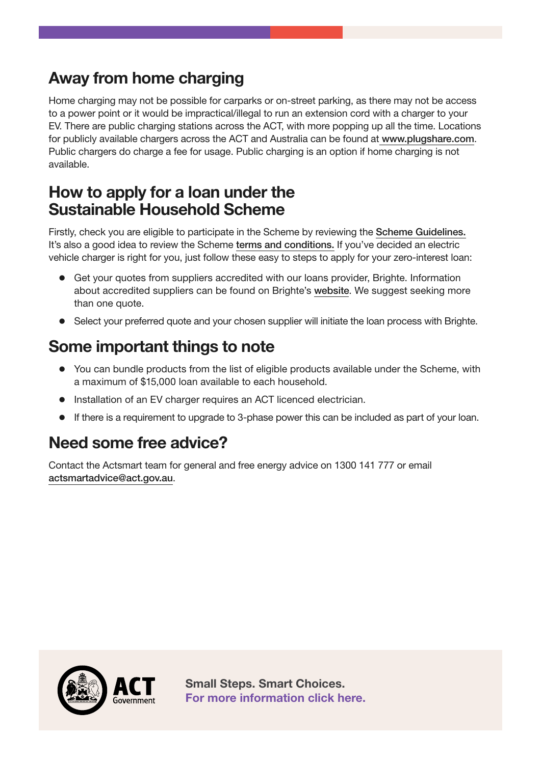## Away from home charging

Home charging may not be possible for carparks or on-street parking, as there may not be access to a power point or it would be impractical/illegal to run an extension cord with a charger to your EV. There are public charging stations across the ACT, with more popping up all the time. Locations for publicly available chargers across the ACT and Australia can be found at www.plugshare.com. Public chargers do charge a fee for usage. Public charging is an option if home charging is not available.

## How to apply for a loan under the Sustainable Household Scheme

Firstly, check you are eligible to participate in the Scheme by reviewing the Scheme Guidelines. It's also a good idea to review the Scheme terms and conditions. If you've decided an electric vehicle charger is right for you, just follow these easy to steps to apply for your zero-interest loan:

- Get your quotes from suppliers accredited with our loans provider, Brighte. Information about accredited suppliers can be found on Brighte's website. We suggest seeking more than one quote.
- Select your preferred quote and your chosen supplier will initiate the loan process with Brighte.

## Some important things to note

- You can bundle products from the list of eligible products available under the Scheme, with a maximum of $15,000 loan available to each household.
- Installation of an EV charger requires an ACT licenced electrician.
- If there is a requirement to upgrade to 3-phase power this can be included as part of your loan.

## Need some free advice?

Contact the Actsmart team for general and free energy advice on 1300 141 777 or email actsmartadvice@act.gov.au.

ACT Government

**Small Steps. Smart Choices.**
**For more information click here.**